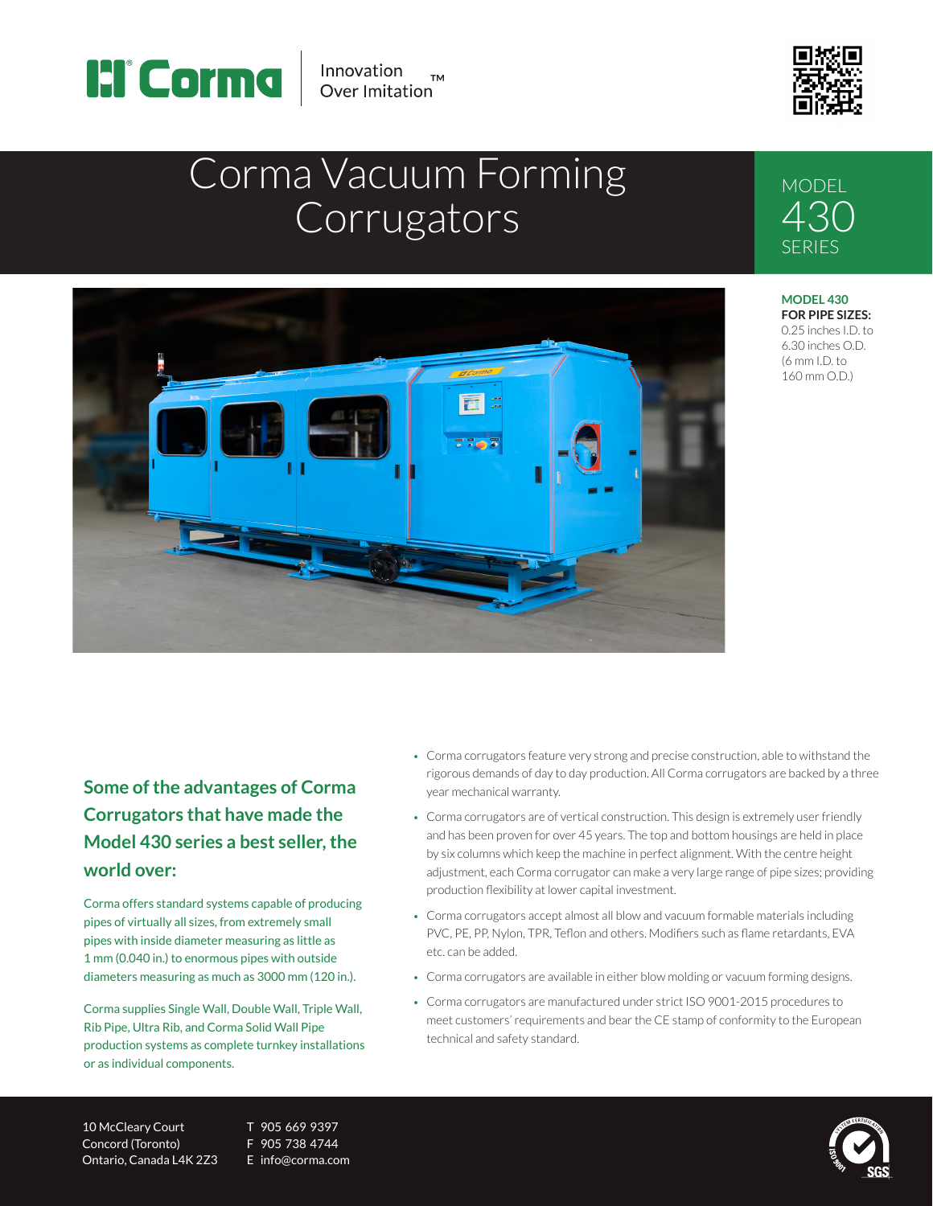Corma | Innovation Over Imitation™

# Corma Vacuum Forming Corrugators

MODEL 430 SERIES

**MODEL 430**
**FOR PIPE SIZES:**
0.25 inches I.D. to 6.30 inches O.D.
(6 mm I.D. to 160 mm O.D.)

## Some of the advantages of Corma Corrugators that have made the Model 430 series a best seller, the world over:

Corma offers standard systems capable of producing pipes of virtually all sizes, from extremely small pipes with inside diameter measuring as little as 1 mm (0.040 in.) to enormous pipes with outside diameters measuring as much as 3000 mm (120 in.).

Corma supplies Single Wall, Double Wall, Triple Wall, Rib Pipe, Ultra Rib, and Corma Solid Wall Pipe production systems as complete turnkey installations or as individual components.

- Corma corrugators feature very strong and precise construction, able to withstand the rigorous demands of day to day production. All Corma corrugators are backed by a three year mechanical warranty.
- Corma corrugators are of vertical construction. This design is extremely user friendly and has been proven for over 45 years. The top and bottom housings are held in place by six columns which keep the machine in perfect alignment. With the centre height adjustment, each Corma corrugator can make a very large range of pipe sizes; providing production flexibility at lower capital investment.
- Corma corrugators accept almost all blow and vacuum formable materials including PVC, PE, PP, Nylon, TPR, Teflon and others. Modifiers such as flame retardants, EVA etc. can be added.
- Corma corrugators are available in either blow molding or vacuum forming designs.
- Corma corrugators are manufactured under strict ISO 9001-2015 procedures to meet customers' requirements and bear the CE stamp of conformity to the European technical and safety standard.

10 McCleary Court
Concord (Toronto)
Ontario, Canada L4K 2Z3

T 905 669 9397
F 905 738 4744
E info@corma.com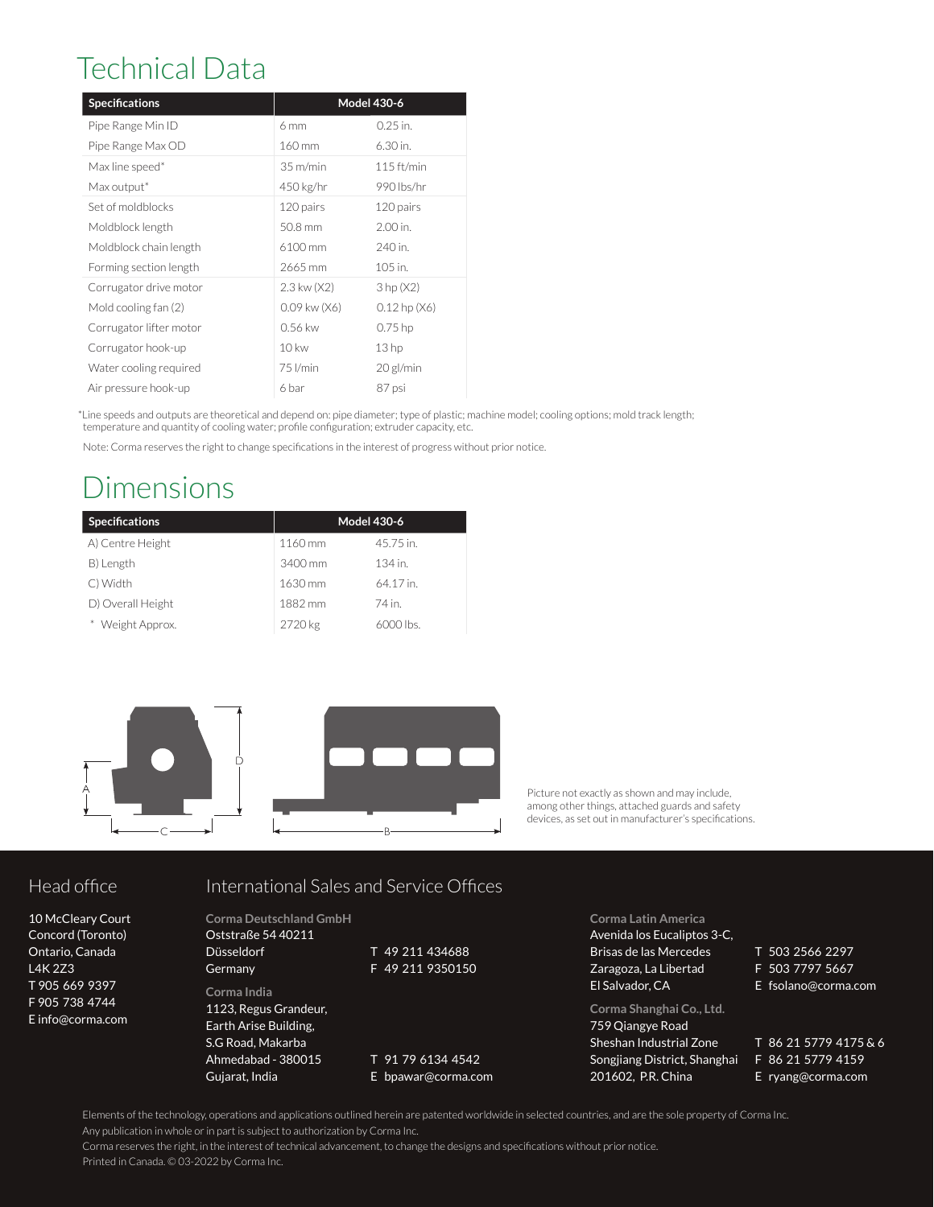# Technical Data

| Specifications | Model 430-6 | |
|---|---|---|
| Pipe Range Min ID | 6 mm | 0.25 in. |
| Pipe Range Max OD | 160 mm | 6.30 in. |
| Max line speed* | 35 m/min | 115 ft/min |
| Max output* | 450 kg/hr | 990 lbs/hr |
| Set of moldblocks | 120 pairs | 120 pairs |
| Moldblock length | 50.8 mm | 2.00 in. |
| Moldblock chain length | 6100 mm | 240 in. |
| Forming section length | 2665 mm | 105 in. |
| Corrugator drive motor | 2.3 kw (X2) | 3 hp (X2) |
| Mold cooling fan (2) | 0.09 kw (X6) | 0.12 hp (X6) |
| Corrugator lifter motor | 0.56 kw | 0.75 hp |
| Corrugator hook-up | 10 kw | 13 hp |
| Water cooling required | 75 l/min | 20 gl/min |
| Air pressure hook-up | 6 bar | 87 psi |

*Line speeds and outputs are theoretical and depend on: pipe diameter; type of plastic; machine model; cooling options; mold track length; temperature and quantity of cooling water; profile configuration; extruder capacity, etc.

Note: Corma reserves the right to change specifications in the interest of progress without prior notice.

# Dimensions

| Specifications | Model 430-6 | |
|---|---|---|
| A) Centre Height | 1160 mm | 45.75 in. |
| B) Length | 3400 mm | 134 in. |
| C) Width | 1630 mm | 64.17 in. |
| D) Overall Height | 1882 mm | 74 in. |
| * Weight Approx. | 2720 kg | 6000 lbs. |

A
C
D
B

Picture not exactly as shown and may include, among other things, attached guards and safety devices, as set out in manufacturer's specifications.

## Head office

10 McCleary Court
Concord (Toronto)
Ontario, Canada
L4K 2Z3
T 905 669 9397
F 905 738 4744
E info@corma.com

## International Sales and Service Offices

**Corma Deutschland GmbH**
Oststraße 54 40211
Düsseldorf
Germany
T 49 211 434688
F 49 211 9350150

**Corma India**
1123, Regus Grandeur,
Earth Arise Building,
S.G Road, Makarba
Ahmedabad - 380015
Gujarat, India
T 91 79 6134 4542
E bpawar@corma.com

**Corma Latin America**
Avenida los Eucaliptos 3-C,
Brisas de las Mercedes
Zaragoza, La Libertad
El Salvador, CA
T 503 2566 2297
F 503 7797 5667
E fsolano@corma.com

**Corma Shanghai Co., Ltd.**
759 Qiangye Road
Sheshan Industrial Zone
Songjiang District, Shanghai
201602, P.R. China
T 86 21 5779 4175 & 6
F 86 21 5779 4159
E ryang@corma.com

Elements of the technology, operations and applications outlined herein are patented worldwide in selected countries, and are the sole property of Corma Inc.
Any publication in whole or in part is subject to authorization by Corma Inc.
Corma reserves the right, in the interest of technical advancement, to change the designs and specifications without prior notice.
Printed in Canada. © 03-2022 by Corma Inc.